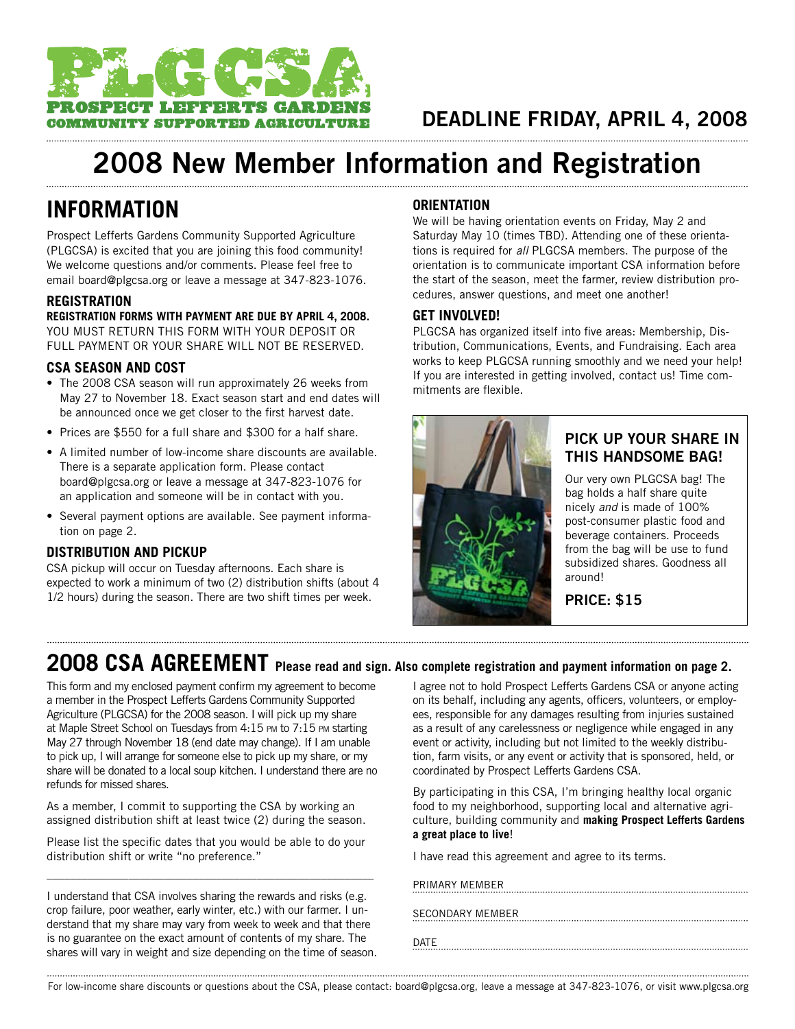PLGCSA
PROSPECT LEFFERTS GARDENS
COMMUNITY SUPPORTED AGRICULTURE

DEADLINE FRIDAY, APRIL 4, 2008

# 2008 New Member Information and Registration

## INFORMATION

Prospect Lefferts Gardens Community Supported Agriculture (PLGCSA) is excited that you are joining this food community! We welcome questions and/or comments. Please feel free to email board@plgcsa.org or leave a message at 347-823-1076.

### REGISTRATION

**REGISTRATION FORMS WITH PAYMENT ARE DUE BY APRIL 4, 2008.**
YOU MUST RETURN THIS FORM WITH YOUR DEPOSIT OR FULL PAYMENT OR YOUR SHARE WILL NOT BE RESERVED.

### CSA SEASON AND COST

- The 2008 CSA season will run approximately 26 weeks from May 27 to November 18. Exact season start and end dates will be announced once we get closer to the first harvest date.
- Prices are $550 for a full share and $300 for a half share.
- A limited number of low-income share discounts are available. There is a separate application form. Please contact board@plgcsa.org or leave a message at 347-823-1076 for an application and someone will be in contact with you.
- Several payment options are available. See payment information on page 2.

### DISTRIBUTION AND PICKUP

CSA pickup will occur on Tuesday afternoons. Each share is expected to work a minimum of two (2) distribution shifts (about 4 1/2 hours) during the season. There are two shift times per week.

### ORIENTATION

We will be having orientation events on Friday, May 2 and Saturday May 10 (times TBD). Attending one of these orientations is required for *all* PLGCSA members. The purpose of the orientation is to communicate important CSA information before the start of the season, meet the farmer, review distribution procedures, answer questions, and meet one another!

### GET INVOLVED!

PLGCSA has organized itself into five areas: Membership, Distribution, Communications, Events, and Fundraising. Each area works to keep PLGCSA running smoothly and we need your help! If you are interested in getting involved, contact us! Time commitments are flexible.

### PICK UP YOUR SHARE IN THIS HANDSOME BAG!

Our very own PLGCSA bag! The bag holds a half share quite nicely *and* is made of 100% post-consumer plastic food and beverage containers. Proceeds from the bag will be use to fund subsidized shares. Goodness all around!

**PRICE: $15**

## 2008 CSA AGREEMENT **Please read and sign. Also complete registration and payment information on page 2.**

This form and my enclosed payment confirm my agreement to become a member in the Prospect Lefferts Gardens Community Supported Agriculture (PLGCSA) for the 2008 season. I will pick up my share at Maple Street School on Tuesdays from 4:15 PM to 7:15 PM starting May 27 through November 18 (end date may change). If I am unable to pick up, I will arrange for someone else to pick up my share, or my share will be donated to a local soup kitchen. I understand there are no refunds for missed shares.

As a member, I commit to supporting the CSA by working an assigned distribution shift at least twice (2) during the season.

Please list the specific dates that you would be able to do your distribution shift or write "no preference."

\_\_\_\_\_\_\_\_\_\_\_\_\_\_\_\_\_\_\_\_\_\_\_\_\_\_\_\_\_\_\_\_\_\_\_\_\_\_\_\_\_\_\_\_\_\_\_\_

I understand that CSA involves sharing the rewards and risks (e.g. crop failure, poor weather, early winter, etc.) with our farmer. I understand that my share may vary from week to week and that there is no guarantee on the exact amount of contents of my share. The shares will vary in weight and size depending on the time of season.

I agree not to hold Prospect Lefferts Gardens CSA or anyone acting on its behalf, including any agents, officers, volunteers, or employees, responsible for any damages resulting from injuries sustained as a result of any carelessness or negligence while engaged in any event or activity, including but not limited to the weekly distribution, farm visits, or any event or activity that is sponsored, held, or coordinated by Prospect Lefferts Gardens CSA.

By participating in this CSA, I'm bringing healthy local organic food to my neighborhood, supporting local and alternative agriculture, building community and **making Prospect Lefferts Gardens a great place to live**!

I have read this agreement and agree to its terms.

PRIMARY MEMBER ..........................................................

SECONDARY MEMBER ..........................................................

DATE ..........................................................

For low-income share discounts or questions about the CSA, please contact: board@plgcsa.org, leave a message at 347-823-1076, or visit www.plgcsa.org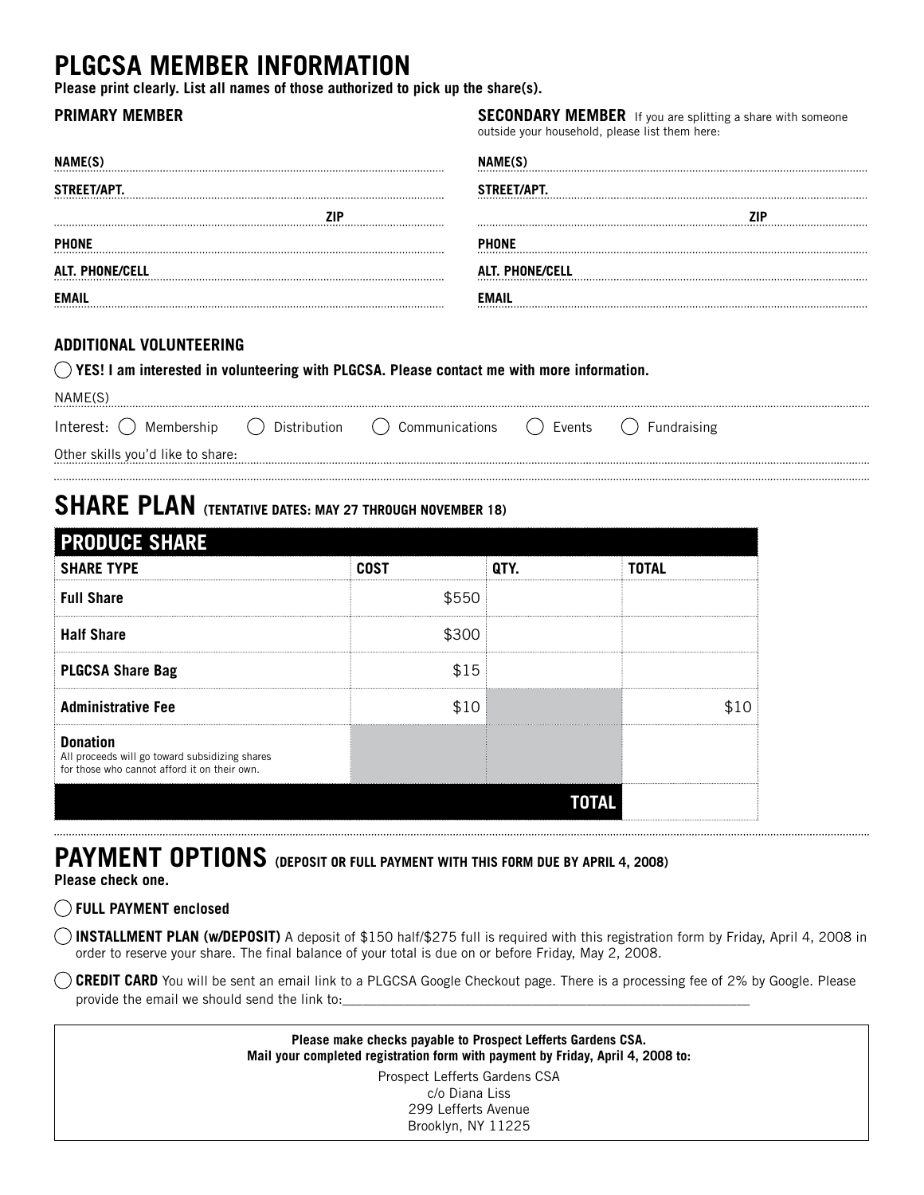# PLGCSA MEMBER INFORMATION

**Please print clearly. List all names of those authorized to pick up the share(s).**

## PRIMARY MEMBER

**NAME(S)**

**STREET/APT.**

**ZIP**

**PHONE**

**ALT. PHONE/CELL**

**EMAIL**

## SECONDARY MEMBER

If you are splitting a share with someone outside your household, please list them here:

**NAME(S)**

**STREET/APT.**

**ZIP**

**PHONE**

**ALT. PHONE/CELL**

**EMAIL**

### ADDITIONAL VOLUNTEERING

◯ **YES! I am interested in volunteering with PLGCSA. Please contact me with more information.**

NAME(S)

Interest: ◯ Membership ◯ Distribution ◯ Communications ◯ Events ◯ Fundraising

Other skills you'd like to share:

# SHARE PLAN (TENTATIVE DATES: MAY 27 THROUGH NOVEMBER 18)

| PRODUCE SHARE | | | |
|---|---|---|---|
| **SHARE TYPE** | **COST** | **QTY.** | **TOTAL** |
| **Full Share** | $550 | | |
| **Half Share** | $300 | | |
| **PLGCSA Share Bag** | $15 | | |
| **Administrative Fee** | $10 | | $10 |
| **Donation** All proceeds will go toward subsidizing shares for those who cannot afford it on their own. | | | |
| | | **TOTAL** | |

# PAYMENT OPTIONS (DEPOSIT OR FULL PAYMENT WITH THIS FORM DUE BY APRIL 4, 2008)

**Please check one.**

◯ **FULL PAYMENT enclosed**

◯ **INSTALLMENT PLAN (w/DEPOSIT)** A deposit of $150 half/$275 full is required with this registration form by Friday, April 4, 2008 in order to reserve your share. The final balance of your total is due on or before Friday, May 2, 2008.

◯ **CREDIT CARD** You will be sent an email link to a PLGCSA Google Checkout page. There is a processing fee of 2% by Google. Please provide the email we should send the link to:\_\_\_\_\_\_\_\_\_\_\_\_\_\_\_\_\_\_\_\_\_\_\_\_\_\_\_\_\_\_\_\_\_\_\_\_\_\_\_\_\_\_\_\_\_\_\_\_\_\_\_\_\_\_\_\_

**Please make checks payable to Prospect Lefferts Gardens CSA.**
**Mail your completed registration form with payment by Friday, April 4, 2008 to:**

Prospect Lefferts Gardens CSA
c/o Diana Liss
299 Lefferts Avenue
Brooklyn, NY 11225